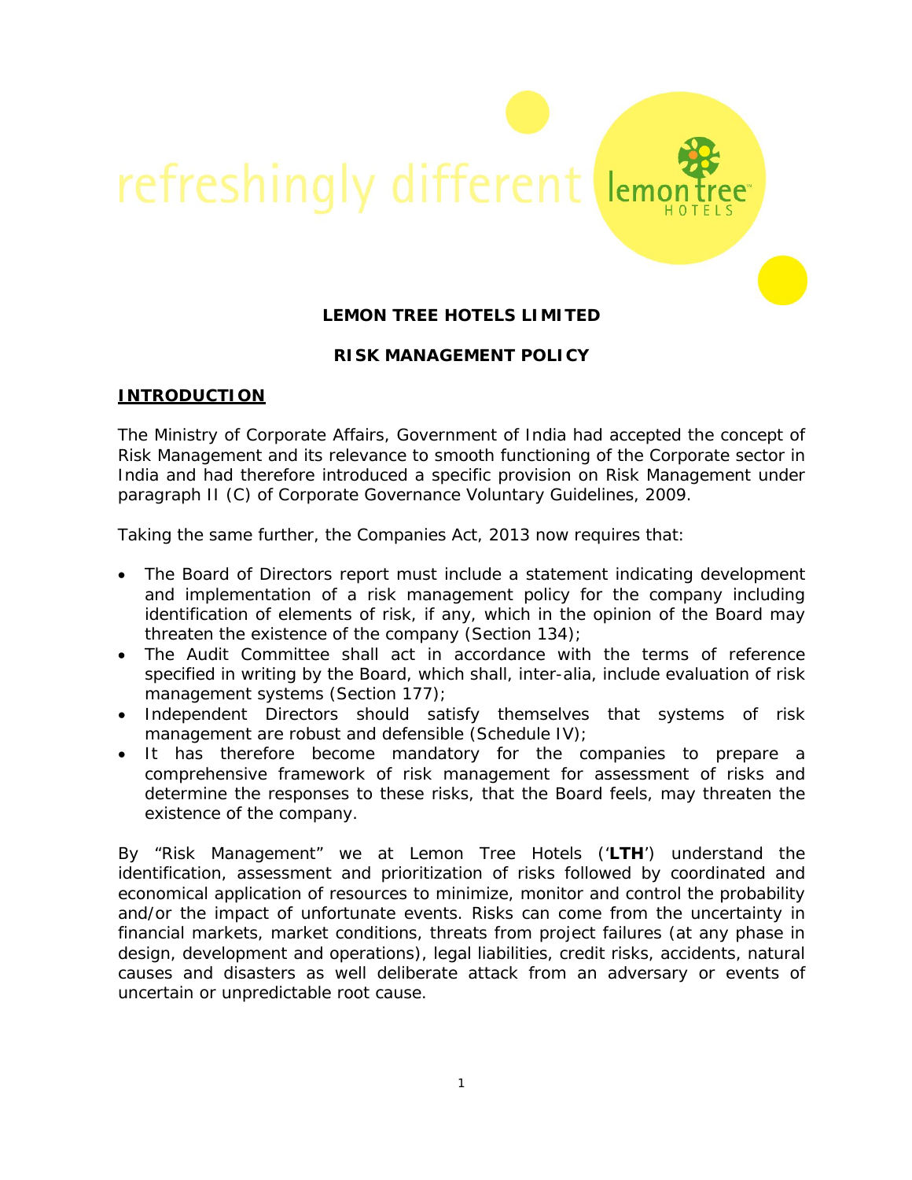refreshingly different

# LEMON TREE HOTELS LIMITED

## RISK MANAGEMENT POLICY

### INTRODUCTION

The Ministry of Corporate Affairs, Government of India had accepted the concept of Risk Management and its relevance to smooth functioning of the Corporate sector in India and had therefore introduced a specific provision on Risk Management under paragraph II (C) of Corporate Governance Voluntary Guidelines, 2009.

Taking the same further, the Companies Act, 2013 now requires that:

- The Board of Directors report must include a statement indicating development and implementation of a risk management policy for the company including identification of elements of risk, if any, which in the opinion of the Board may threaten the existence of the company (Section 134);
- The Audit Committee shall act in accordance with the terms of reference specified in writing by the Board, which shall, inter-alia, include evaluation of risk management systems (Section 177);
- Independent Directors should satisfy themselves that systems of risk management are robust and defensible (Schedule IV);
- It has therefore become mandatory for the companies to prepare a comprehensive framework of risk management for assessment of risks and determine the responses to these risks, that the Board feels, may threaten the existence of the company.

By "Risk Management" we at Lemon Tree Hotels ('**LTH**') understand the identification, assessment and prioritization of risks followed by coordinated and economical application of resources to minimize, monitor and control the probability and/or the impact of unfortunate events. Risks can come from the uncertainty in financial markets, market conditions, threats from project failures (at any phase in design, development and operations), legal liabilities, credit risks, accidents, natural causes and disasters as well deliberate attack from an adversary or events of uncertain or unpredictable root cause.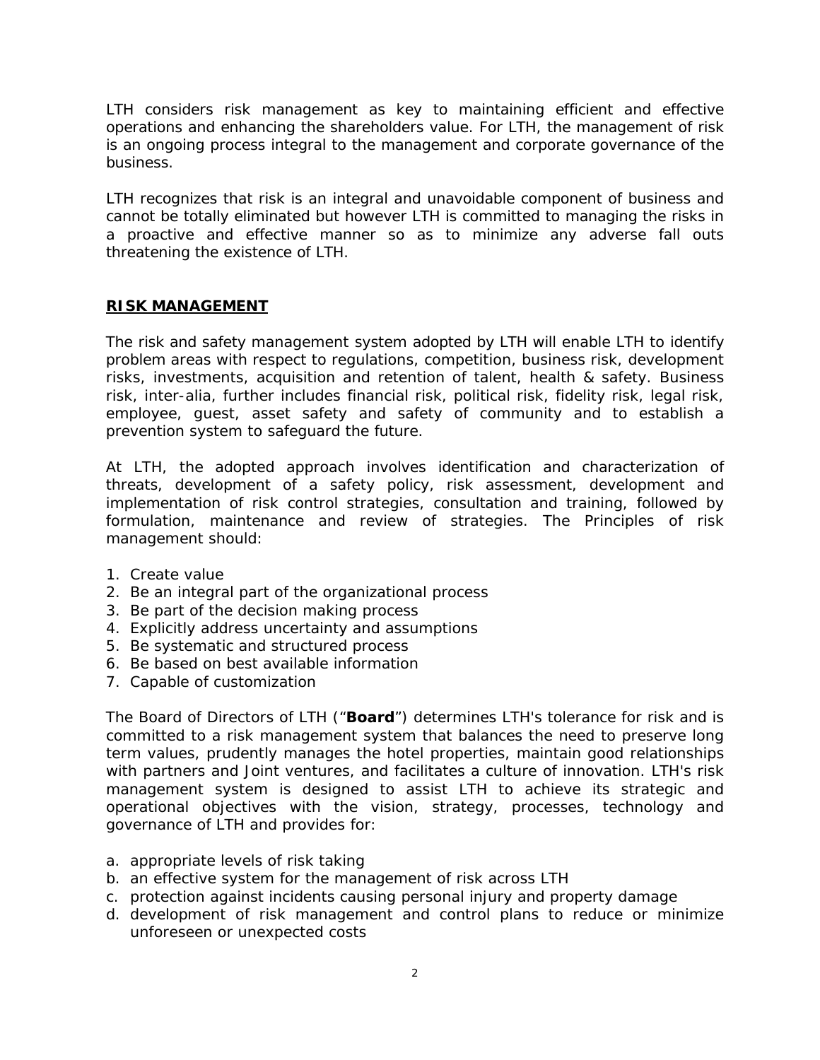LTH considers risk management as key to maintaining efficient and effective operations and enhancing the shareholders value. For LTH, the management of risk is an ongoing process integral to the management and corporate governance of the business.

LTH recognizes that risk is an integral and unavoidable component of business and cannot be totally eliminated but however LTH is committed to managing the risks in a proactive and effective manner so as to minimize any adverse fall outs threatening the existence of LTH.

## RISK MANAGEMENT

The risk and safety management system adopted by LTH will enable LTH to identify problem areas with respect to regulations, competition, business risk, development risks, investments, acquisition and retention of talent, health & safety. Business risk, inter-alia, further includes financial risk, political risk, fidelity risk, legal risk, employee, guest, asset safety and safety of community and to establish a prevention system to safeguard the future.

At LTH, the adopted approach involves identification and characterization of threats, development of a safety policy, risk assessment, development and implementation of risk control strategies, consultation and training, followed by formulation, maintenance and review of strategies. The Principles of risk management should:

1. Create value
2. Be an integral part of the organizational process
3. Be part of the decision making process
4. Explicitly address uncertainty and assumptions
5. Be systematic and structured process
6. Be based on best available information
7. Capable of customization

The Board of Directors of LTH ("**Board**") determines LTH's tolerance for risk and is committed to a risk management system that balances the need to preserve long term values, prudently manages the hotel properties, maintain good relationships with partners and Joint ventures, and facilitates a culture of innovation. LTH's risk management system is designed to assist LTH to achieve its strategic and operational objectives with the vision, strategy, processes, technology and governance of LTH and provides for:

a. appropriate levels of risk taking
b. an effective system for the management of risk across LTH
c. protection against incidents causing personal injury and property damage
d. development of risk management and control plans to reduce or minimize unforeseen or unexpected costs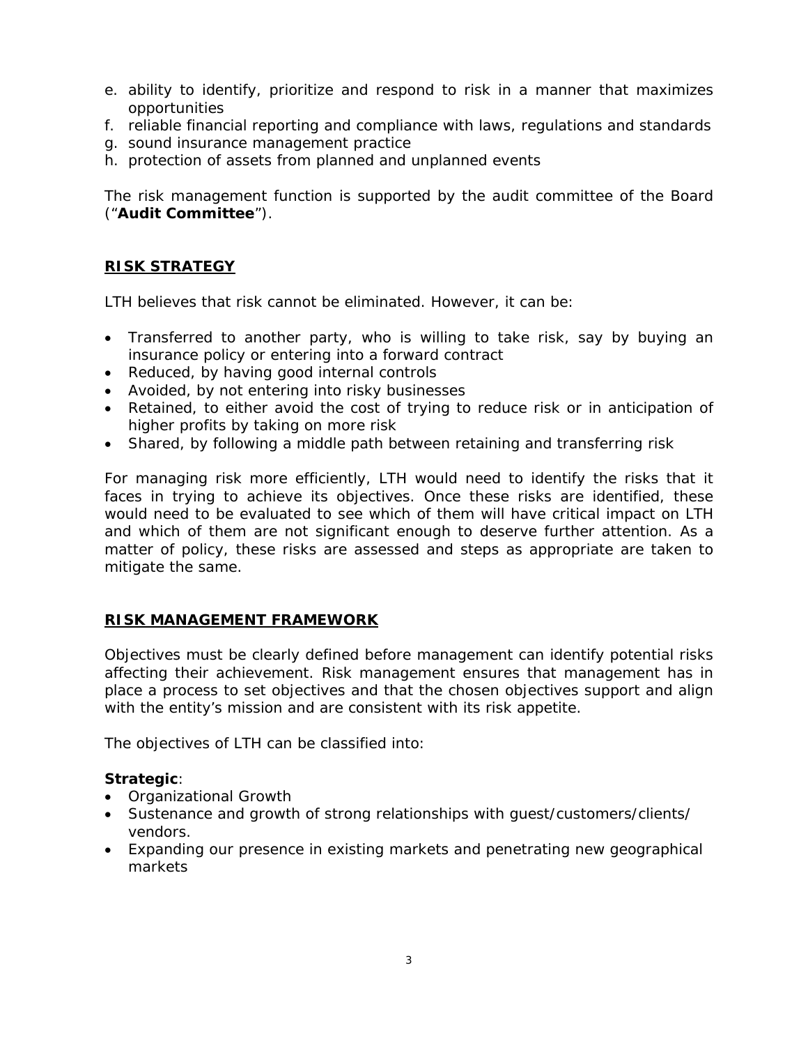e. ability to identify, prioritize and respond to risk in a manner that maximizes opportunities
f. reliable financial reporting and compliance with laws, regulations and standards
g. sound insurance management practice
h. protection of assets from planned and unplanned events

The risk management function is supported by the audit committee of the Board ("**Audit Committee**").

## RISK STRATEGY

LTH believes that risk cannot be eliminated. However, it can be:

- Transferred to another party, who is willing to take risk, say by buying an insurance policy or entering into a forward contract
- Reduced, by having good internal controls
- Avoided, by not entering into risky businesses
- Retained, to either avoid the cost of trying to reduce risk or in anticipation of higher profits by taking on more risk
- Shared, by following a middle path between retaining and transferring risk

For managing risk more efficiently, LTH would need to identify the risks that it faces in trying to achieve its objectives. Once these risks are identified, these would need to be evaluated to see which of them will have critical impact on LTH and which of them are not significant enough to deserve further attention. As a matter of policy, these risks are assessed and steps as appropriate are taken to mitigate the same.

## RISK MANAGEMENT FRAMEWORK

Objectives must be clearly defined before management can identify potential risks affecting their achievement. Risk management ensures that management has in place a process to set objectives and that the chosen objectives support and align with the entity's mission and are consistent with its risk appetite.

The objectives of LTH can be classified into:

**Strategic**:

- Organizational Growth
- Sustenance and growth of strong relationships with guest/customers/clients/ vendors.
- Expanding our presence in existing markets and penetrating new geographical markets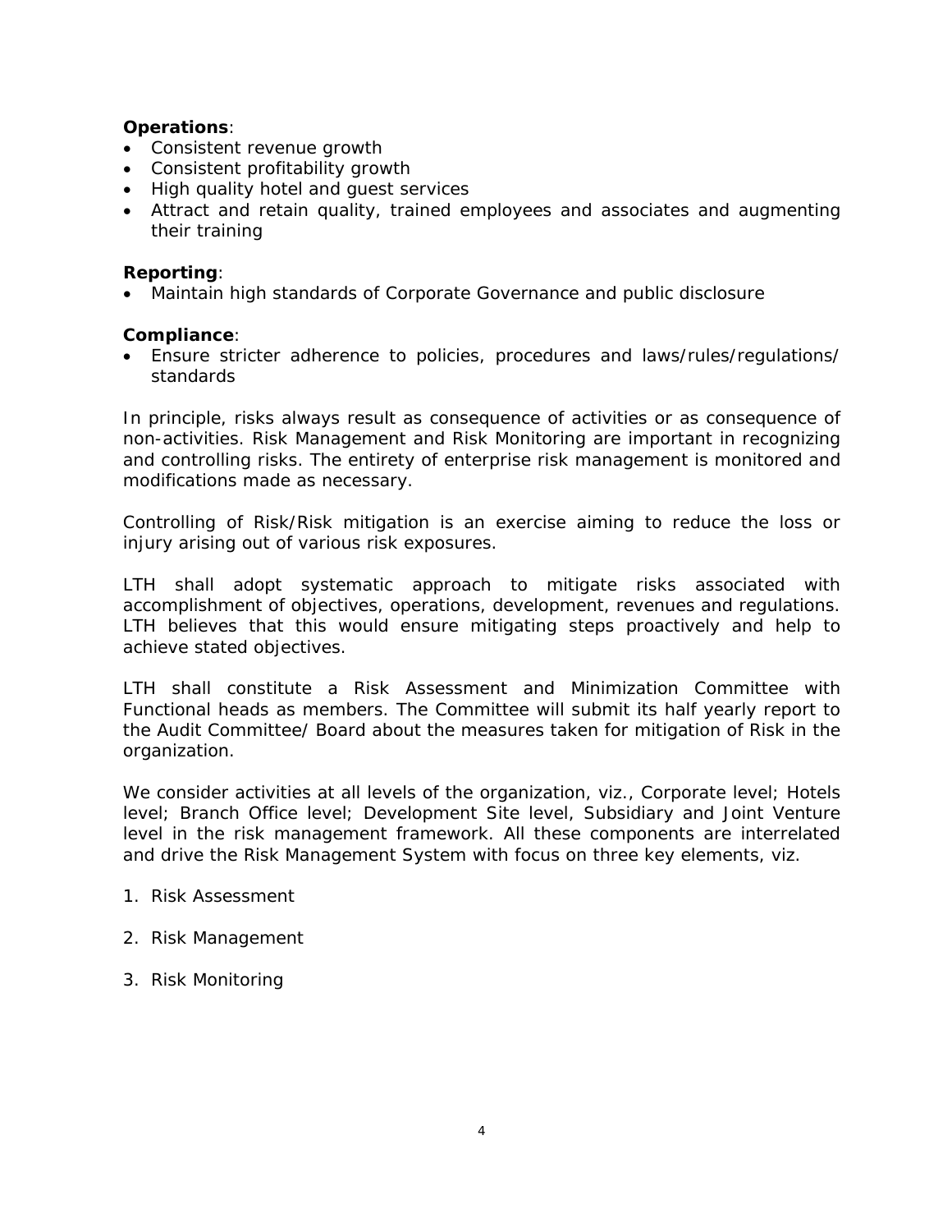**Operations**:

- Consistent revenue growth
- Consistent profitability growth
- High quality hotel and guest services
- Attract and retain quality, trained employees and associates and augmenting their training

**Reporting**:

- Maintain high standards of Corporate Governance and public disclosure

**Compliance**:

- Ensure stricter adherence to policies, procedures and laws/rules/regulations/ standards

In principle, risks always result as consequence of activities or as consequence of non-activities. Risk Management and Risk Monitoring are important in recognizing and controlling risks. The entirety of enterprise risk management is monitored and modifications made as necessary.

Controlling of Risk/Risk mitigation is an exercise aiming to reduce the loss or injury arising out of various risk exposures.

LTH shall adopt systematic approach to mitigate risks associated with accomplishment of objectives, operations, development, revenues and regulations. LTH believes that this would ensure mitigating steps proactively and help to achieve stated objectives.

LTH shall constitute a Risk Assessment and Minimization Committee with Functional heads as members. The Committee will submit its half yearly report to the Audit Committee/ Board about the measures taken for mitigation of Risk in the organization.

We consider activities at all levels of the organization, viz., Corporate level; Hotels level; Branch Office level; Development Site level, Subsidiary and Joint Venture level in the risk management framework. All these components are interrelated and drive the Risk Management System with focus on three key elements, viz.

1. Risk Assessment
2. Risk Management
3. Risk Monitoring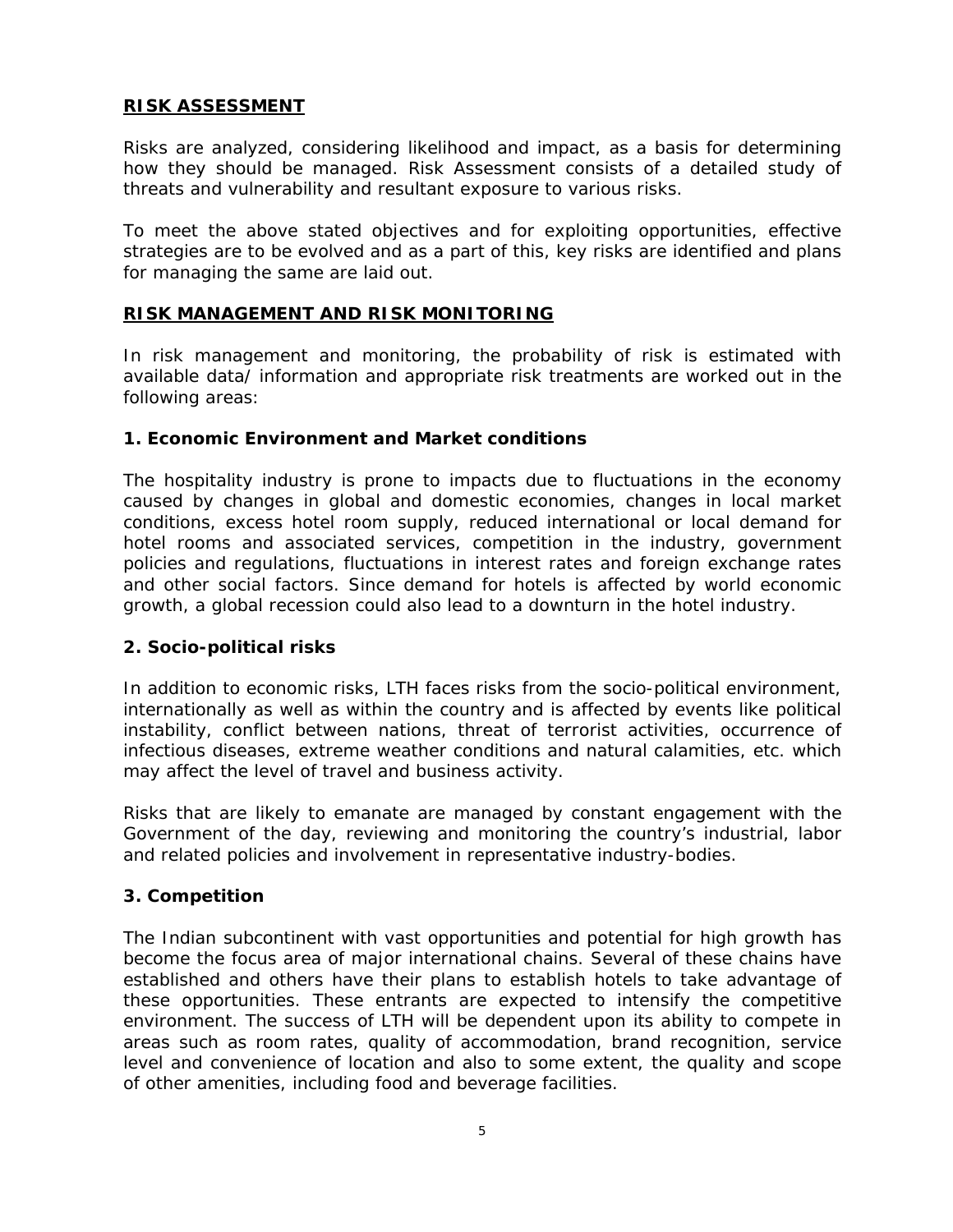## RISK ASSESSMENT

Risks are analyzed, considering likelihood and impact, as a basis for determining how they should be managed. Risk Assessment consists of a detailed study of threats and vulnerability and resultant exposure to various risks.

To meet the above stated objectives and for exploiting opportunities, effective strategies are to be evolved and as a part of this, key risks are identified and plans for managing the same are laid out.

## RISK MANAGEMENT AND RISK MONITORING

In risk management and monitoring, the probability of risk is estimated with available data/ information and appropriate risk treatments are worked out in the following areas:

### 1. Economic Environment and Market conditions

The hospitality industry is prone to impacts due to fluctuations in the economy caused by changes in global and domestic economies, changes in local market conditions, excess hotel room supply, reduced international or local demand for hotel rooms and associated services, competition in the industry, government policies and regulations, fluctuations in interest rates and foreign exchange rates and other social factors. Since demand for hotels is affected by world economic growth, a global recession could also lead to a downturn in the hotel industry.

### 2. Socio-political risks

In addition to economic risks, LTH faces risks from the socio-political environment, internationally as well as within the country and is affected by events like political instability, conflict between nations, threat of terrorist activities, occurrence of infectious diseases, extreme weather conditions and natural calamities, etc. which may affect the level of travel and business activity.

Risks that are likely to emanate are managed by constant engagement with the Government of the day, reviewing and monitoring the country's industrial, labor and related policies and involvement in representative industry-bodies.

### 3. Competition

The Indian subcontinent with vast opportunities and potential for high growth has become the focus area of major international chains. Several of these chains have established and others have their plans to establish hotels to take advantage of these opportunities. These entrants are expected to intensify the competitive environment. The success of LTH will be dependent upon its ability to compete in areas such as room rates, quality of accommodation, brand recognition, service level and convenience of location and also to some extent, the quality and scope of other amenities, including food and beverage facilities.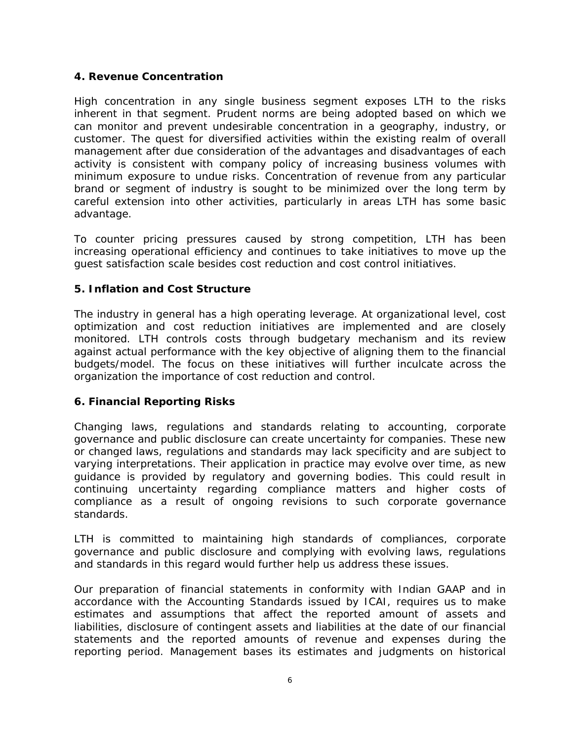### 4. Revenue Concentration

High concentration in any single business segment exposes LTH to the risks inherent in that segment. Prudent norms are being adopted based on which we can monitor and prevent undesirable concentration in a geography, industry, or customer. The quest for diversified activities within the existing realm of overall management after due consideration of the advantages and disadvantages of each activity is consistent with company policy of increasing business volumes with minimum exposure to undue risks. Concentration of revenue from any particular brand or segment of industry is sought to be minimized over the long term by careful extension into other activities, particularly in areas LTH has some basic advantage.

To counter pricing pressures caused by strong competition, LTH has been increasing operational efficiency and continues to take initiatives to move up the guest satisfaction scale besides cost reduction and cost control initiatives.

### 5. Inflation and Cost Structure

The industry in general has a high operating leverage. At organizational level, cost optimization and cost reduction initiatives are implemented and are closely monitored. LTH controls costs through budgetary mechanism and its review against actual performance with the key objective of aligning them to the financial budgets/model. The focus on these initiatives will further inculcate across the organization the importance of cost reduction and control.

### 6. Financial Reporting Risks

Changing laws, regulations and standards relating to accounting, corporate governance and public disclosure can create uncertainty for companies. These new or changed laws, regulations and standards may lack specificity and are subject to varying interpretations. Their application in practice may evolve over time, as new guidance is provided by regulatory and governing bodies. This could result in continuing uncertainty regarding compliance matters and higher costs of compliance as a result of ongoing revisions to such corporate governance standards.

LTH is committed to maintaining high standards of compliances, corporate governance and public disclosure and complying with evolving laws, regulations and standards in this regard would further help us address these issues.

Our preparation of financial statements in conformity with Indian GAAP and in accordance with the Accounting Standards issued by ICAI, requires us to make estimates and assumptions that affect the reported amount of assets and liabilities, disclosure of contingent assets and liabilities at the date of our financial statements and the reported amounts of revenue and expenses during the reporting period. Management bases its estimates and judgments on historical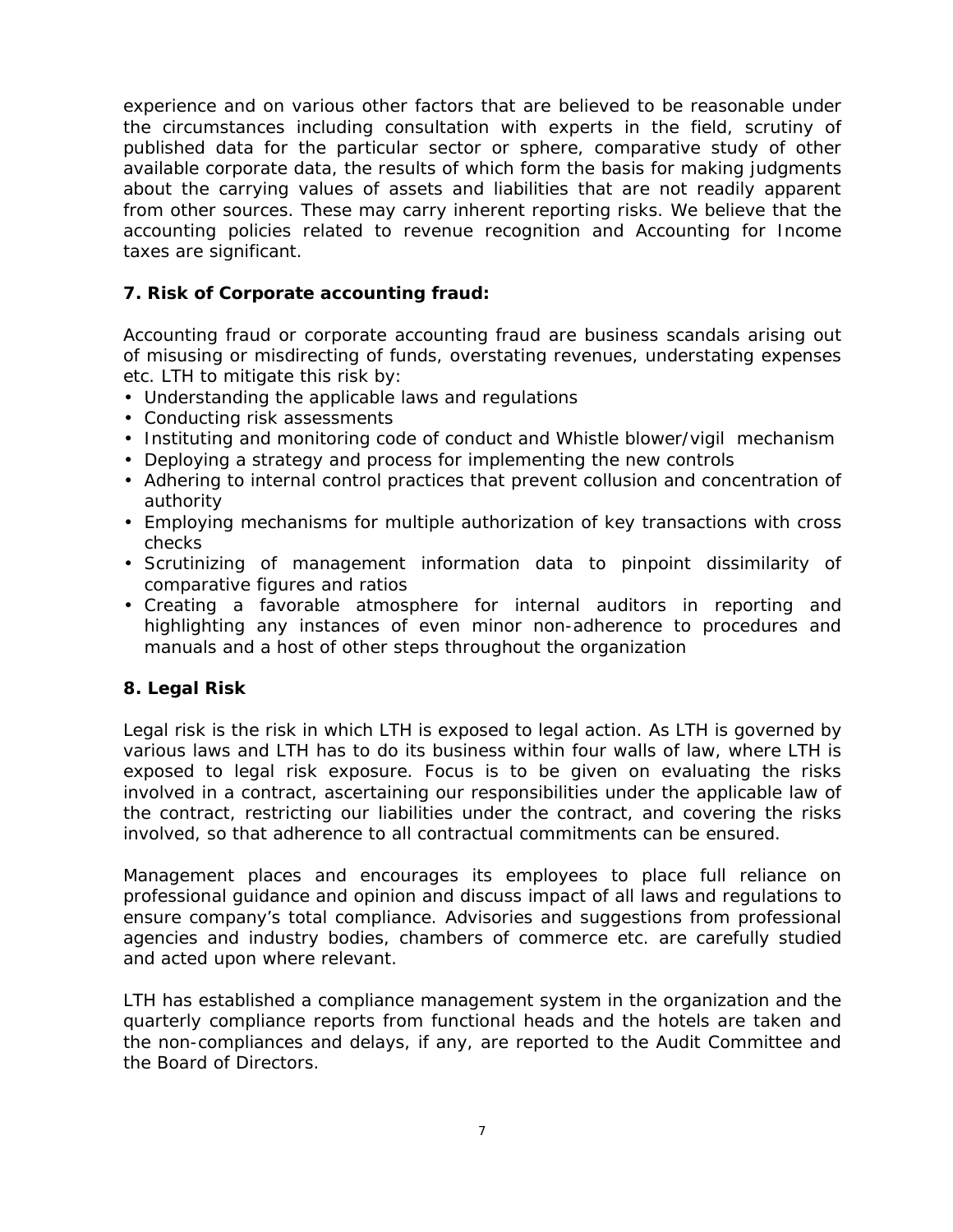experience and on various other factors that are believed to be reasonable under the circumstances including consultation with experts in the field, scrutiny of published data for the particular sector or sphere, comparative study of other available corporate data, the results of which form the basis for making judgments about the carrying values of assets and liabilities that are not readily apparent from other sources. These may carry inherent reporting risks. We believe that the accounting policies related to revenue recognition and Accounting for Income taxes are significant.

**7. Risk of Corporate accounting fraud:**

Accounting fraud or corporate accounting fraud are business scandals arising out of misusing or misdirecting of funds, overstating revenues, understating expenses etc. LTH to mitigate this risk by:

- Understanding the applicable laws and regulations
- Conducting risk assessments
- Instituting and monitoring code of conduct and Whistle blower/vigil mechanism
- Deploying a strategy and process for implementing the new controls
- Adhering to internal control practices that prevent collusion and concentration of authority
- Employing mechanisms for multiple authorization of key transactions with cross checks
- Scrutinizing of management information data to pinpoint dissimilarity of comparative figures and ratios
- Creating a favorable atmosphere for internal auditors in reporting and highlighting any instances of even minor non-adherence to procedures and manuals and a host of other steps throughout the organization

**8. Legal Risk**

Legal risk is the risk in which LTH is exposed to legal action. As LTH is governed by various laws and LTH has to do its business within four walls of law, where LTH is exposed to legal risk exposure. Focus is to be given on evaluating the risks involved in a contract, ascertaining our responsibilities under the applicable law of the contract, restricting our liabilities under the contract, and covering the risks involved, so that adherence to all contractual commitments can be ensured.

Management places and encourages its employees to place full reliance on professional guidance and opinion and discuss impact of all laws and regulations to ensure company's total compliance. Advisories and suggestions from professional agencies and industry bodies, chambers of commerce etc. are carefully studied and acted upon where relevant.

LTH has established a compliance management system in the organization and the quarterly compliance reports from functional heads and the hotels are taken and the non-compliances and delays, if any, are reported to the Audit Committee and the Board of Directors.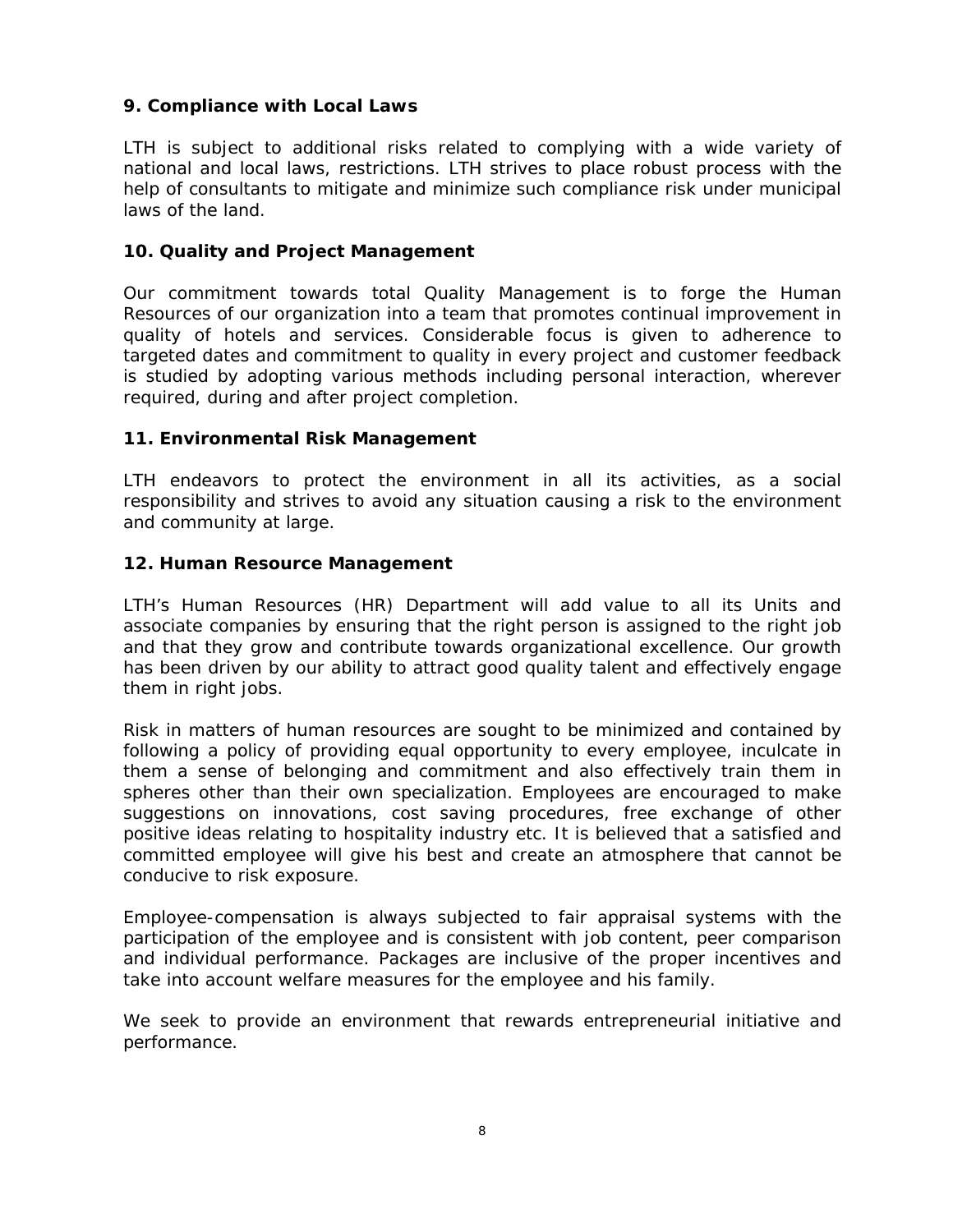### 9. Compliance with Local Laws

LTH is subject to additional risks related to complying with a wide variety of national and local laws, restrictions. LTH strives to place robust process with the help of consultants to mitigate and minimize such compliance risk under municipal laws of the land.

### 10. Quality and Project Management

Our commitment towards total Quality Management is to forge the Human Resources of our organization into a team that promotes continual improvement in quality of hotels and services. Considerable focus is given to adherence to targeted dates and commitment to quality in every project and customer feedback is studied by adopting various methods including personal interaction, wherever required, during and after project completion.

### 11. Environmental Risk Management

LTH endeavors to protect the environment in all its activities, as a social responsibility and strives to avoid any situation causing a risk to the environment and community at large.

### 12. Human Resource Management

LTH's Human Resources (HR) Department will add value to all its Units and associate companies by ensuring that the right person is assigned to the right job and that they grow and contribute towards organizational excellence. Our growth has been driven by our ability to attract good quality talent and effectively engage them in right jobs.

Risk in matters of human resources are sought to be minimized and contained by following a policy of providing equal opportunity to every employee, inculcate in them a sense of belonging and commitment and also effectively train them in spheres other than their own specialization. Employees are encouraged to make suggestions on innovations, cost saving procedures, free exchange of other positive ideas relating to hospitality industry etc. It is believed that a satisfied and committed employee will give his best and create an atmosphere that cannot be conducive to risk exposure.

Employee-compensation is always subjected to fair appraisal systems with the participation of the employee and is consistent with job content, peer comparison and individual performance. Packages are inclusive of the proper incentives and take into account welfare measures for the employee and his family.

We seek to provide an environment that rewards entrepreneurial initiative and performance.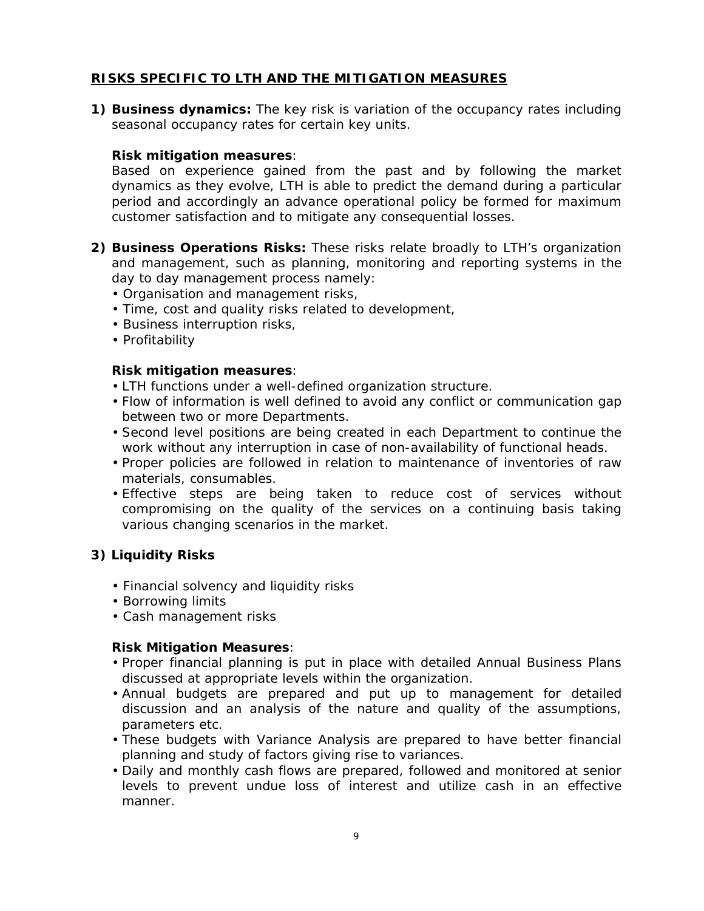## RISKS SPECIFIC TO LTH AND THE MITIGATION MEASURES

1) **Business dynamics:** The key risk is variation of the occupancy rates including seasonal occupancy rates for certain key units.

   **Risk mitigation measures**:
   Based on experience gained from the past and by following the market dynamics as they evolve, LTH is able to predict the demand during a particular period and accordingly an advance operational policy be formed for maximum customer satisfaction and to mitigate any consequential losses.

2) **Business Operations Risks:** These risks relate broadly to LTH's organization and management, such as planning, monitoring and reporting systems in the day to day management process namely:
   - Organisation and management risks,
   - Time, cost and quality risks related to development,
   - Business interruption risks,
   - Profitability

   **Risk mitigation measures**:
   - LTH functions under a well-defined organization structure.
   - Flow of information is well defined to avoid any conflict or communication gap between two or more Departments.
   - Second level positions are being created in each Department to continue the work without any interruption in case of non-availability of functional heads.
   - Proper policies are followed in relation to maintenance of inventories of raw materials, consumables.
   - Effective steps are being taken to reduce cost of services without compromising on the quality of the services on a continuing basis taking various changing scenarios in the market.

3) **Liquidity Risks**

   - Financial solvency and liquidity risks
   - Borrowing limits
   - Cash management risks

   **Risk Mitigation Measures**:
   - Proper financial planning is put in place with detailed Annual Business Plans discussed at appropriate levels within the organization.
   - Annual budgets are prepared and put up to management for detailed discussion and an analysis of the nature and quality of the assumptions, parameters etc.
   - These budgets with Variance Analysis are prepared to have better financial planning and study of factors giving rise to variances.
   - Daily and monthly cash flows are prepared, followed and monitored at senior levels to prevent undue loss of interest and utilize cash in an effective manner.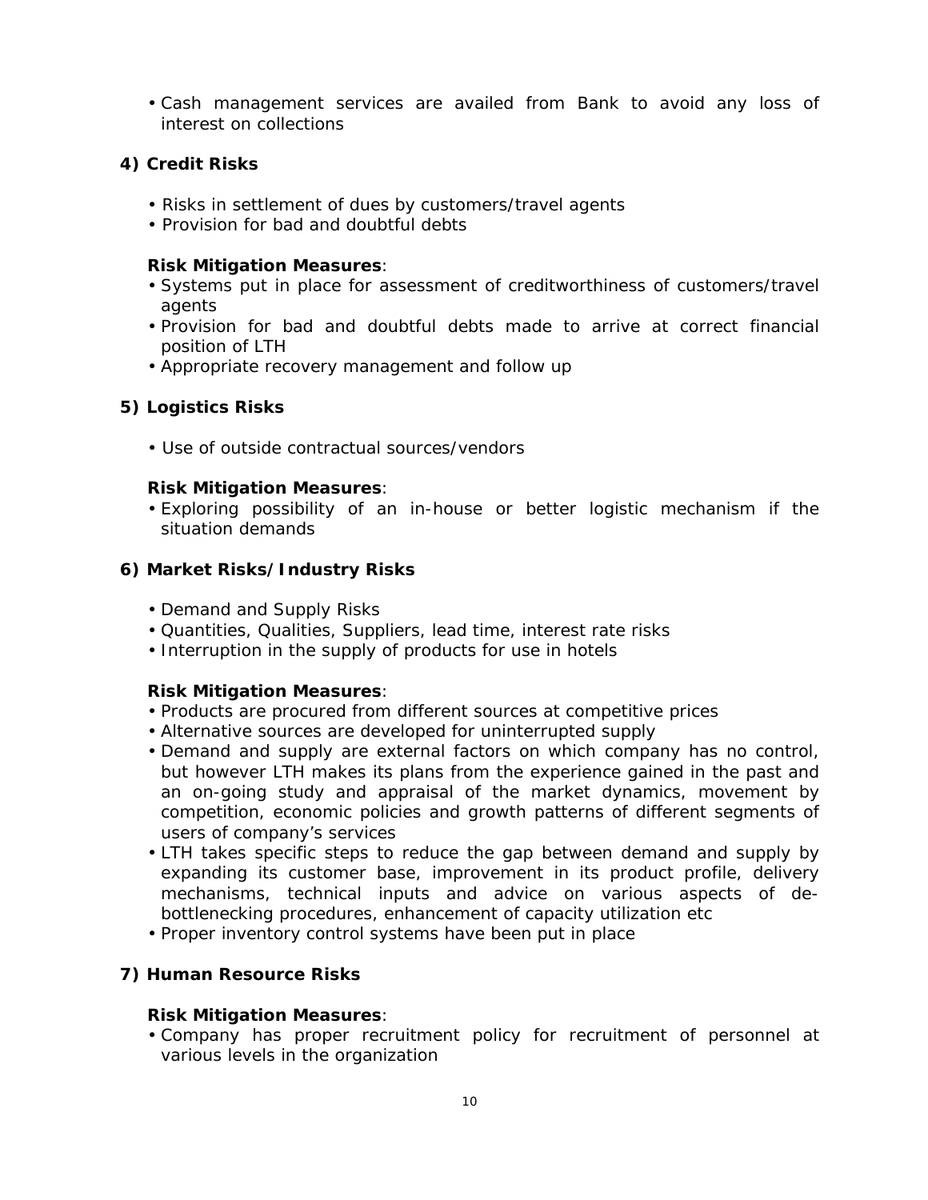- Cash management services are availed from Bank to avoid any loss of interest on collections

**4) Credit Risks**

- Risks in settlement of dues by customers/travel agents
- Provision for bad and doubtful debts

**Risk Mitigation Measures**:

- Systems put in place for assessment of creditworthiness of customers/travel agents
- Provision for bad and doubtful debts made to arrive at correct financial position of LTH
- Appropriate recovery management and follow up

**5) Logistics Risks**

- Use of outside contractual sources/vendors

**Risk Mitigation Measures**:

- Exploring possibility of an in-house or better logistic mechanism if the situation demands

**6) Market Risks/Industry Risks**

- Demand and Supply Risks
- Quantities, Qualities, Suppliers, lead time, interest rate risks
- Interruption in the supply of products for use in hotels

**Risk Mitigation Measures**:

- Products are procured from different sources at competitive prices
- Alternative sources are developed for uninterrupted supply
- Demand and supply are external factors on which company has no control, but however LTH makes its plans from the experience gained in the past and an on-going study and appraisal of the market dynamics, movement by competition, economic policies and growth patterns of different segments of users of company's services
- LTH takes specific steps to reduce the gap between demand and supply by expanding its customer base, improvement in its product profile, delivery mechanisms, technical inputs and advice on various aspects of de-bottlenecking procedures, enhancement of capacity utilization etc
- Proper inventory control systems have been put in place

**7) Human Resource Risks**

**Risk Mitigation Measures**:

- Company has proper recruitment policy for recruitment of personnel at various levels in the organization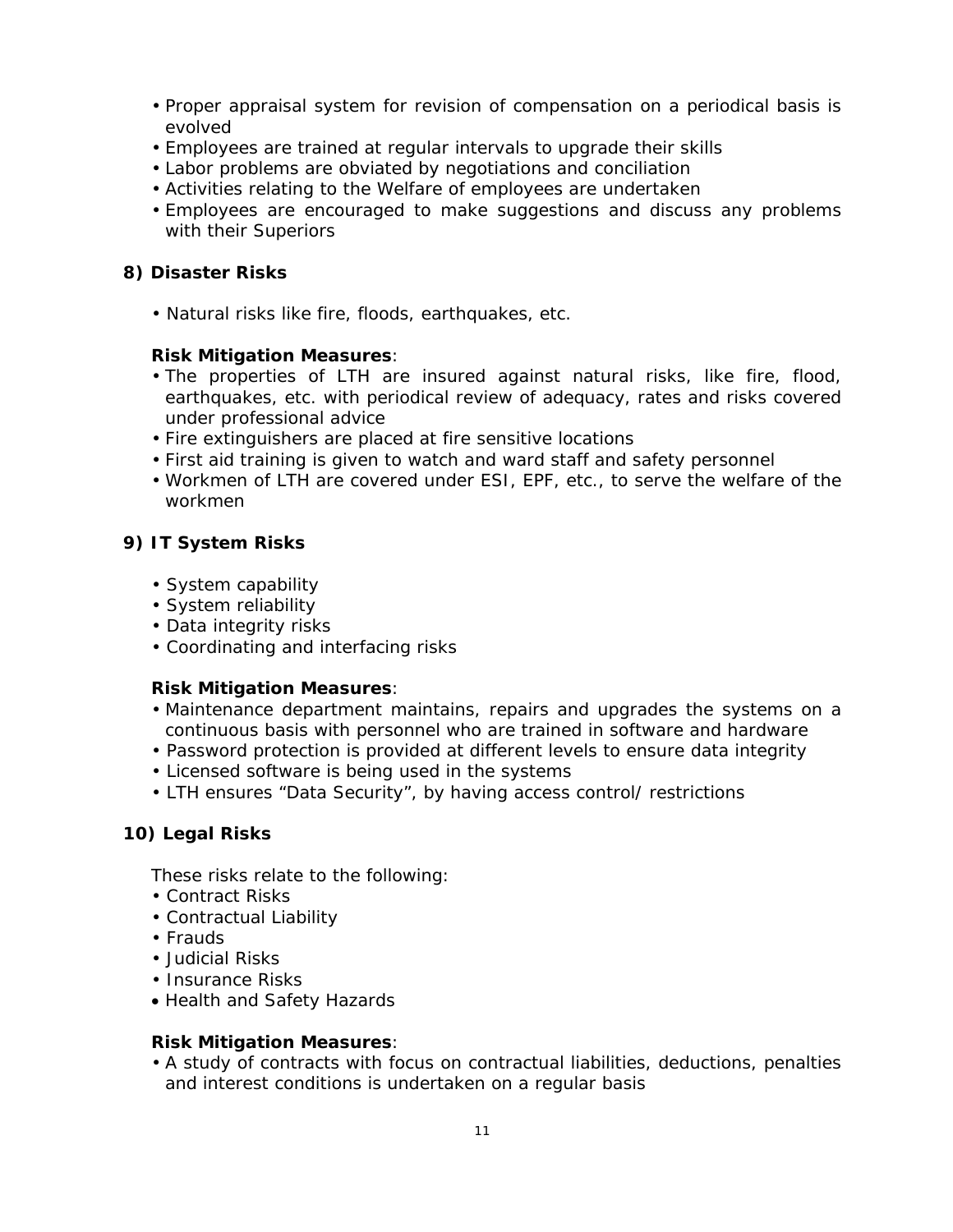- Proper appraisal system for revision of compensation on a periodical basis is evolved
- Employees are trained at regular intervals to upgrade their skills
- Labor problems are obviated by negotiations and conciliation
- Activities relating to the Welfare of employees are undertaken
- Employees are encouraged to make suggestions and discuss any problems with their Superiors

**8) Disaster Risks**

- Natural risks like fire, floods, earthquakes, etc.

**Risk Mitigation Measures**:

- The properties of LTH are insured against natural risks, like fire, flood, earthquakes, etc. with periodical review of adequacy, rates and risks covered under professional advice
- Fire extinguishers are placed at fire sensitive locations
- First aid training is given to watch and ward staff and safety personnel
- Workmen of LTH are covered under ESI, EPF, etc., to serve the welfare of the workmen

**9) IT System Risks**

- System capability
- System reliability
- Data integrity risks
- Coordinating and interfacing risks

**Risk Mitigation Measures**:

- Maintenance department maintains, repairs and upgrades the systems on a continuous basis with personnel who are trained in software and hardware
- Password protection is provided at different levels to ensure data integrity
- Licensed software is being used in the systems
- LTH ensures "Data Security", by having access control/ restrictions

**10) Legal Risks**

These risks relate to the following:

- Contract Risks
- Contractual Liability
- Frauds
- Judicial Risks
- Insurance Risks
- Health and Safety Hazards

**Risk Mitigation Measures**:

- A study of contracts with focus on contractual liabilities, deductions, penalties and interest conditions is undertaken on a regular basis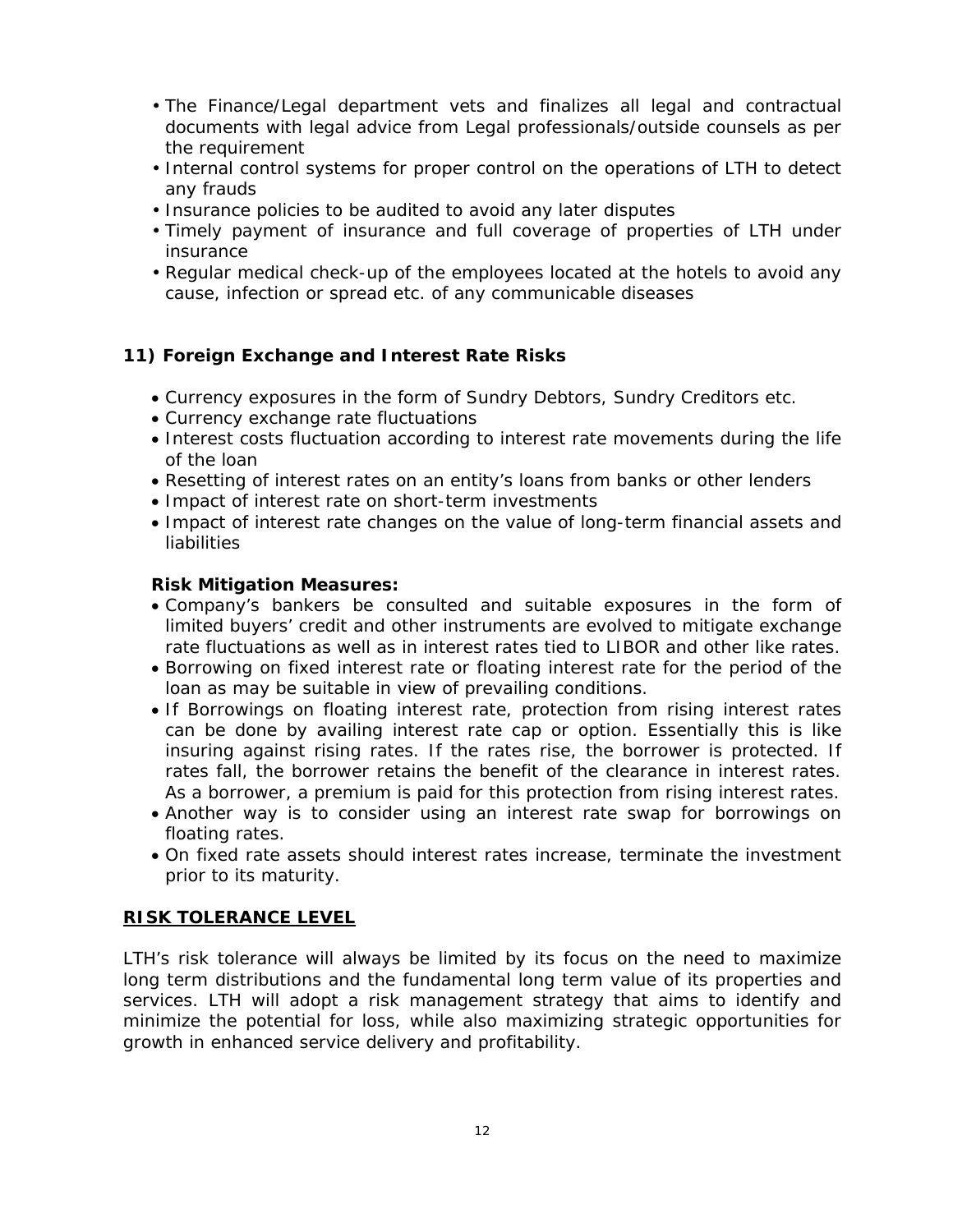- The Finance/Legal department vets and finalizes all legal and contractual documents with legal advice from Legal professionals/outside counsels as per the requirement
- Internal control systems for proper control on the operations of LTH to detect any frauds
- Insurance policies to be audited to avoid any later disputes
- Timely payment of insurance and full coverage of properties of LTH under insurance
- Regular medical check-up of the employees located at the hotels to avoid any cause, infection or spread etc. of any communicable diseases

### 11) Foreign Exchange and Interest Rate Risks

- Currency exposures in the form of Sundry Debtors, Sundry Creditors etc.
- Currency exchange rate fluctuations
- Interest costs fluctuation according to interest rate movements during the life of the loan
- Resetting of interest rates on an entity's loans from banks or other lenders
- Impact of interest rate on short-term investments
- Impact of interest rate changes on the value of long-term financial assets and liabilities

**Risk Mitigation Measures:**

- Company's bankers be consulted and suitable exposures in the form of limited buyers' credit and other instruments are evolved to mitigate exchange rate fluctuations as well as in interest rates tied to LIBOR and other like rates.
- Borrowing on fixed interest rate or floating interest rate for the period of the loan as may be suitable in view of prevailing conditions.
- If Borrowings on floating interest rate, protection from rising interest rates can be done by availing interest rate cap or option. Essentially this is like insuring against rising rates. If the rates rise, the borrower is protected. If rates fall, the borrower retains the benefit of the clearance in interest rates. As a borrower, a premium is paid for this protection from rising interest rates.
- Another way is to consider using an interest rate swap for borrowings on floating rates.
- On fixed rate assets should interest rates increase, terminate the investment prior to its maturity.

## RISK TOLERANCE LEVEL

LTH's risk tolerance will always be limited by its focus on the need to maximize long term distributions and the fundamental long term value of its properties and services. LTH will adopt a risk management strategy that aims to identify and minimize the potential for loss, while also maximizing strategic opportunities for growth in enhanced service delivery and profitability.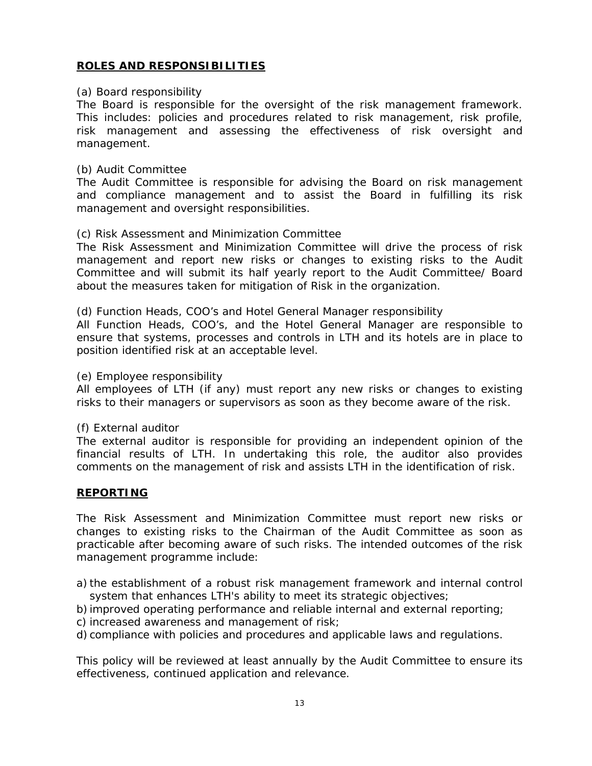## ROLES AND RESPONSIBILITIES

(a) Board responsibility

The Board is responsible for the oversight of the risk management framework. This includes: policies and procedures related to risk management, risk profile, risk management and assessing the effectiveness of risk oversight and management.

(b) Audit Committee

The Audit Committee is responsible for advising the Board on risk management and compliance management and to assist the Board in fulfilling its risk management and oversight responsibilities.

(c) Risk Assessment and Minimization Committee

The Risk Assessment and Minimization Committee will drive the process of risk management and report new risks or changes to existing risks to the Audit Committee and will submit its half yearly report to the Audit Committee/ Board about the measures taken for mitigation of Risk in the organization.

(d) Function Heads, COO's and Hotel General Manager responsibility

All Function Heads, COO's, and the Hotel General Manager are responsible to ensure that systems, processes and controls in LTH and its hotels are in place to position identified risk at an acceptable level.

(e) Employee responsibility

All employees of LTH (if any) must report any new risks or changes to existing risks to their managers or supervisors as soon as they become aware of the risk.

(f) External auditor

The external auditor is responsible for providing an independent opinion of the financial results of LTH. In undertaking this role, the auditor also provides comments on the management of risk and assists LTH in the identification of risk.

## REPORTING

The Risk Assessment and Minimization Committee must report new risks or changes to existing risks to the Chairman of the Audit Committee as soon as practicable after becoming aware of such risks. The intended outcomes of the risk management programme include:

a) the establishment of a robust risk management framework and internal control system that enhances LTH's ability to meet its strategic objectives;
b) improved operating performance and reliable internal and external reporting;
c) increased awareness and management of risk;
d) compliance with policies and procedures and applicable laws and regulations.

This policy will be reviewed at least annually by the Audit Committee to ensure its effectiveness, continued application and relevance.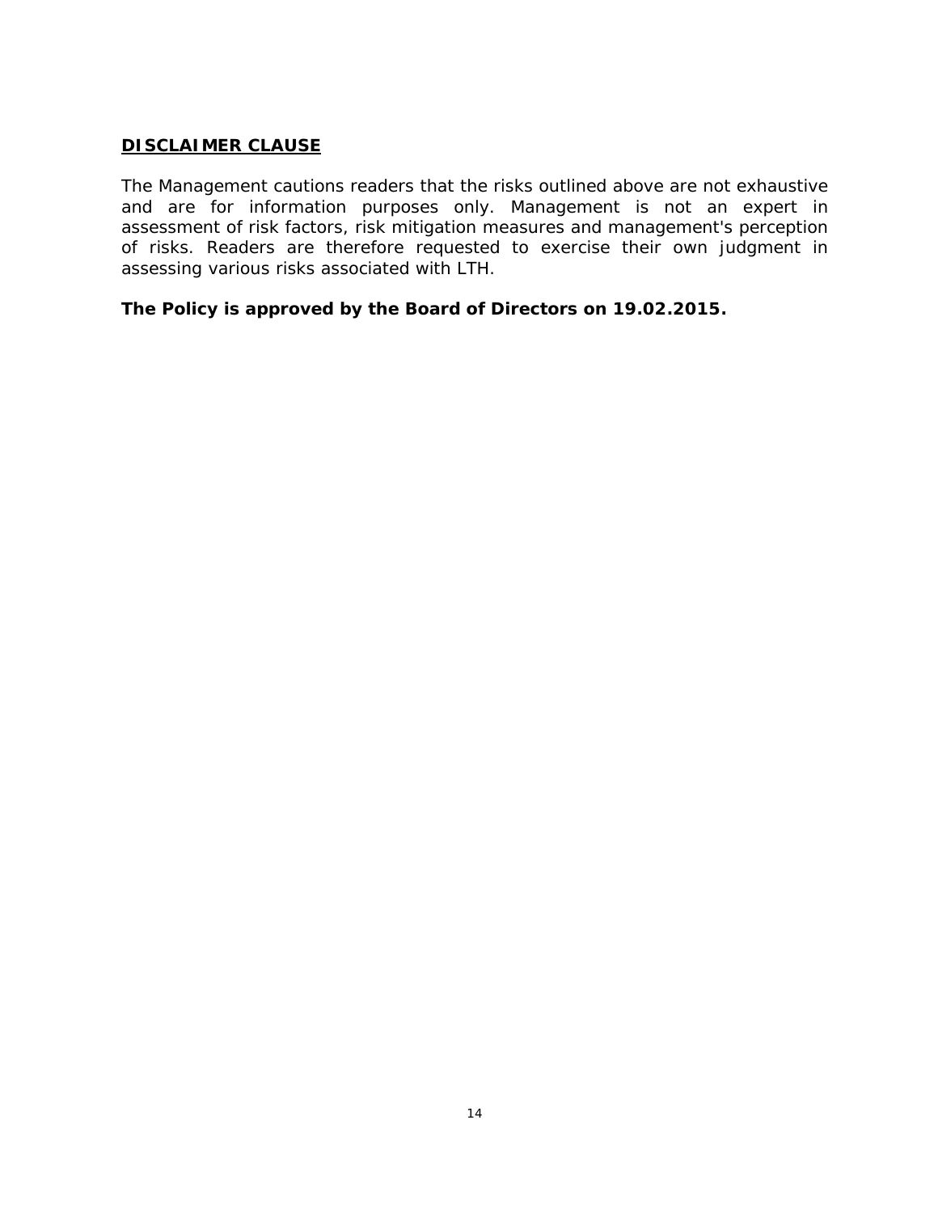## DISCLAIMER CLAUSE

The Management cautions readers that the risks outlined above are not exhaustive and are for information purposes only. Management is not an expert in assessment of risk factors, risk mitigation measures and management's perception of risks. Readers are therefore requested to exercise their own judgment in assessing various risks associated with LTH.

**The Policy is approved by the Board of Directors on 19.02.2015.**